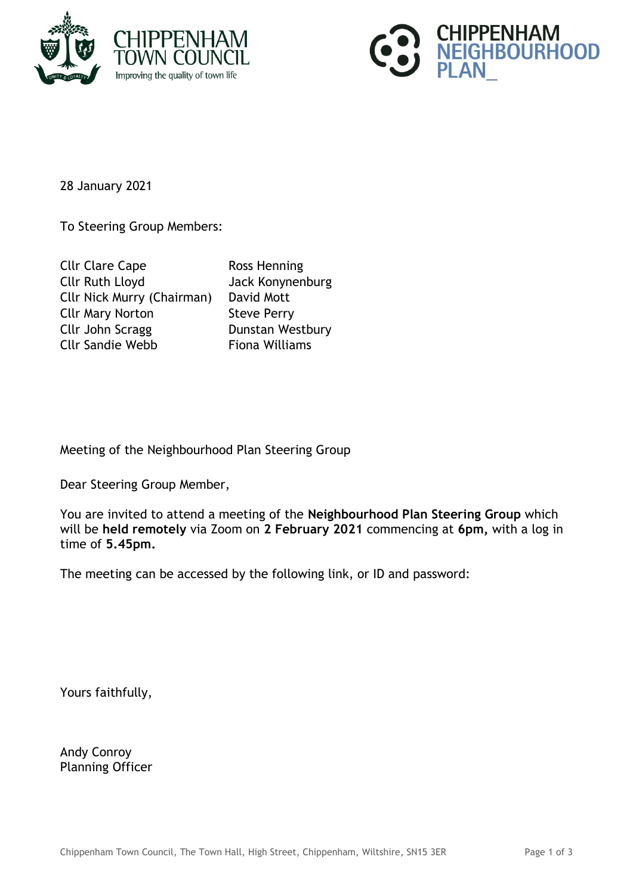28 January 2021

To Steering Group Members:

| | |
|---|---|
| Cllr Clare Cape | Ross Henning |
| Cllr Ruth Lloyd | Jack Konynenburg |
| Cllr Nick Murry (Chairman) | David Mott |
| Cllr Mary Norton | Steve Perry |
| Cllr John Scragg | Dunstan Westbury |
| Cllr Sandie Webb | Fiona Williams |

Meeting of the Neighbourhood Plan Steering Group

Dear Steering Group Member,

You are invited to attend a meeting of the **Neighbourhood Plan Steering Group** which will be **held remotely** via Zoom on **2 February 2021** commencing at **6pm,** with a log in time of **5.45pm.**

The meeting can be accessed by the following link, or ID and password:

Yours faithfully,

Andy Conroy
Planning Officer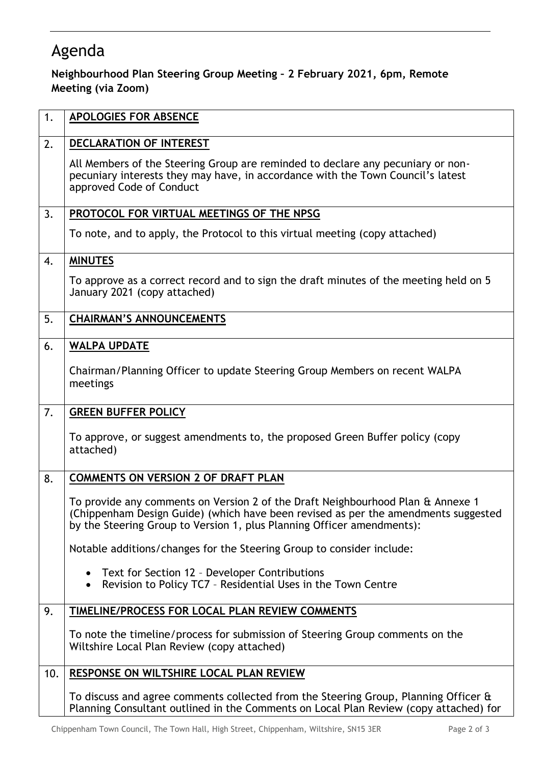# Agenda

**Neighbourhood Plan Steering Group Meeting – 2 February 2021, 6pm, Remote Meeting (via Zoom)**

| | |
|---|---|
| 1. | **APOLOGIES FOR ABSENCE** |
| 2. | **DECLARATION OF INTEREST**<br><br>All Members of the Steering Group are reminded to declare any pecuniary or non-pecuniary interests they may have, in accordance with the Town Council's latest approved Code of Conduct |
| 3. | **PROTOCOL FOR VIRTUAL MEETINGS OF THE NPSG**<br><br>To note, and to apply, the Protocol to this virtual meeting (copy attached) |
| 4. | **MINUTES**<br><br>To approve as a correct record and to sign the draft minutes of the meeting held on 5 January 2021 (copy attached) |
| 5. | **CHAIRMAN'S ANNOUNCEMENTS** |
| 6. | **WALPA UPDATE**<br><br>Chairman/Planning Officer to update Steering Group Members on recent WALPA meetings |
| 7. | **GREEN BUFFER POLICY**<br><br>To approve, or suggest amendments to, the proposed Green Buffer policy (copy attached) |
| 8. | **COMMENTS ON VERSION 2 OF DRAFT PLAN**<br><br>To provide any comments on Version 2 of the Draft Neighbourhood Plan & Annexe 1 (Chippenham Design Guide) (which have been revised as per the amendments suggested by the Steering Group to Version 1, plus Planning Officer amendments):<br><br>Notable additions/changes for the Steering Group to consider include:<br><br>• Text for Section 12 – Developer Contributions<br>• Revision to Policy TC7 – Residential Uses in the Town Centre |
| 9. | **TIMELINE/PROCESS FOR LOCAL PLAN REVIEW COMMENTS**<br><br>To note the timeline/process for submission of Steering Group comments on the Wiltshire Local Plan Review (copy attached) |
| 10. | **RESPONSE ON WILTSHIRE LOCAL PLAN REVIEW**<br><br>To discuss and agree comments collected from the Steering Group, Planning Officer & Planning Consultant outlined in the Comments on Local Plan Review (copy attached) for |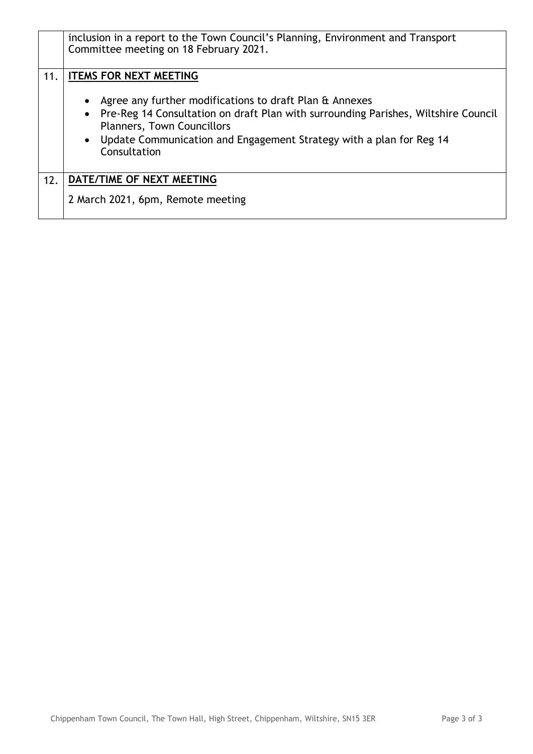| | |
|---|---|
| | inclusion in a report to the Town Council's Planning, Environment and Transport Committee meeting on 18 February 2021. |
| 11. | **ITEMS FOR NEXT MEETING**<br><br>• Agree any further modifications to draft Plan & Annexes<br>• Pre-Reg 14 Consultation on draft Plan with surrounding Parishes, Wiltshire Council Planners, Town Councillors<br>• Update Communication and Engagement Strategy with a plan for Reg 14 Consultation |
| 12. | **DATE/TIME OF NEXT MEETING**<br><br>2 March 2021, 6pm, Remote meeting |

Chippenham Town Council, The Town Hall, High Street, Chippenham, Wiltshire, SN15 3ER